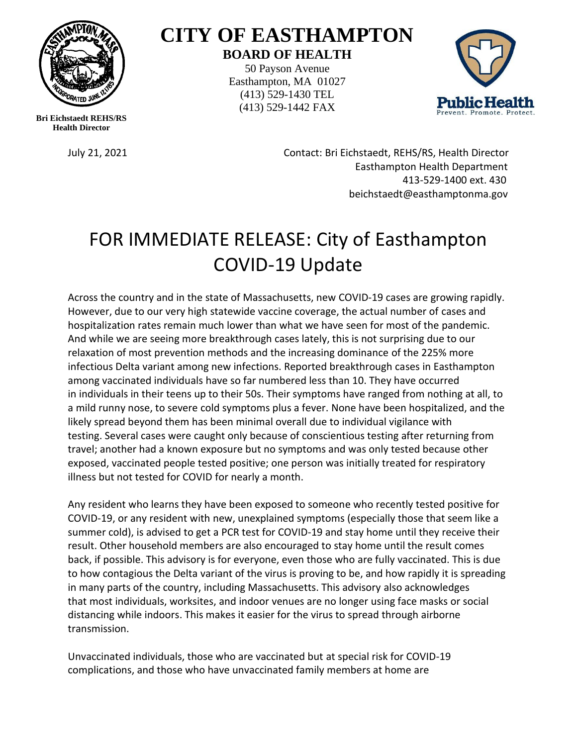# CITY OF EASTHAMPTON

## BOARD OF HEALTH

50 Payson Avenue
Easthampton, MA 01027
(413) 529-1430 TEL
(413) 529-1442 FAX

**Bri Eichstaedt REHS/RS**
**Health Director**

July 21, 2021

Contact: Bri Eichstaedt, REHS/RS, Health Director
Easthampton Health Department
413-529-1400 ext. 430
beichstaedt@easthamptonma.gov

# FOR IMMEDIATE RELEASE: City of Easthampton COVID-19 Update

Across the country and in the state of Massachusetts, new COVID-19 cases are growing rapidly. However, due to our very high statewide vaccine coverage, the actual number of cases and hospitalization rates remain much lower than what we have seen for most of the pandemic. And while we are seeing more breakthrough cases lately, this is not surprising due to our relaxation of most prevention methods and the increasing dominance of the 225% more infectious Delta variant among new infections. Reported breakthrough cases in Easthampton among vaccinated individuals have so far numbered less than 10. They have occurred in individuals in their teens up to their 50s. Their symptoms have ranged from nothing at all, to a mild runny nose, to severe cold symptoms plus a fever. None have been hospitalized, and the likely spread beyond them has been minimal overall due to individual vigilance with testing. Several cases were caught only because of conscientious testing after returning from travel; another had a known exposure but no symptoms and was only tested because other exposed, vaccinated people tested positive; one person was initially treated for respiratory illness but not tested for COVID for nearly a month.

Any resident who learns they have been exposed to someone who recently tested positive for COVID-19, or any resident with new, unexplained symptoms (especially those that seem like a summer cold), is advised to get a PCR test for COVID-19 and stay home until they receive their result. Other household members are also encouraged to stay home until the result comes back, if possible. This advisory is for everyone, even those who are fully vaccinated. This is due to how contagious the Delta variant of the virus is proving to be, and how rapidly it is spreading in many parts of the country, including Massachusetts. This advisory also acknowledges that most individuals, worksites, and indoor venues are no longer using face masks or social distancing while indoors. This makes it easier for the virus to spread through airborne transmission.

Unvaccinated individuals, those who are vaccinated but at special risk for COVID-19 complications, and those who have unvaccinated family members at home are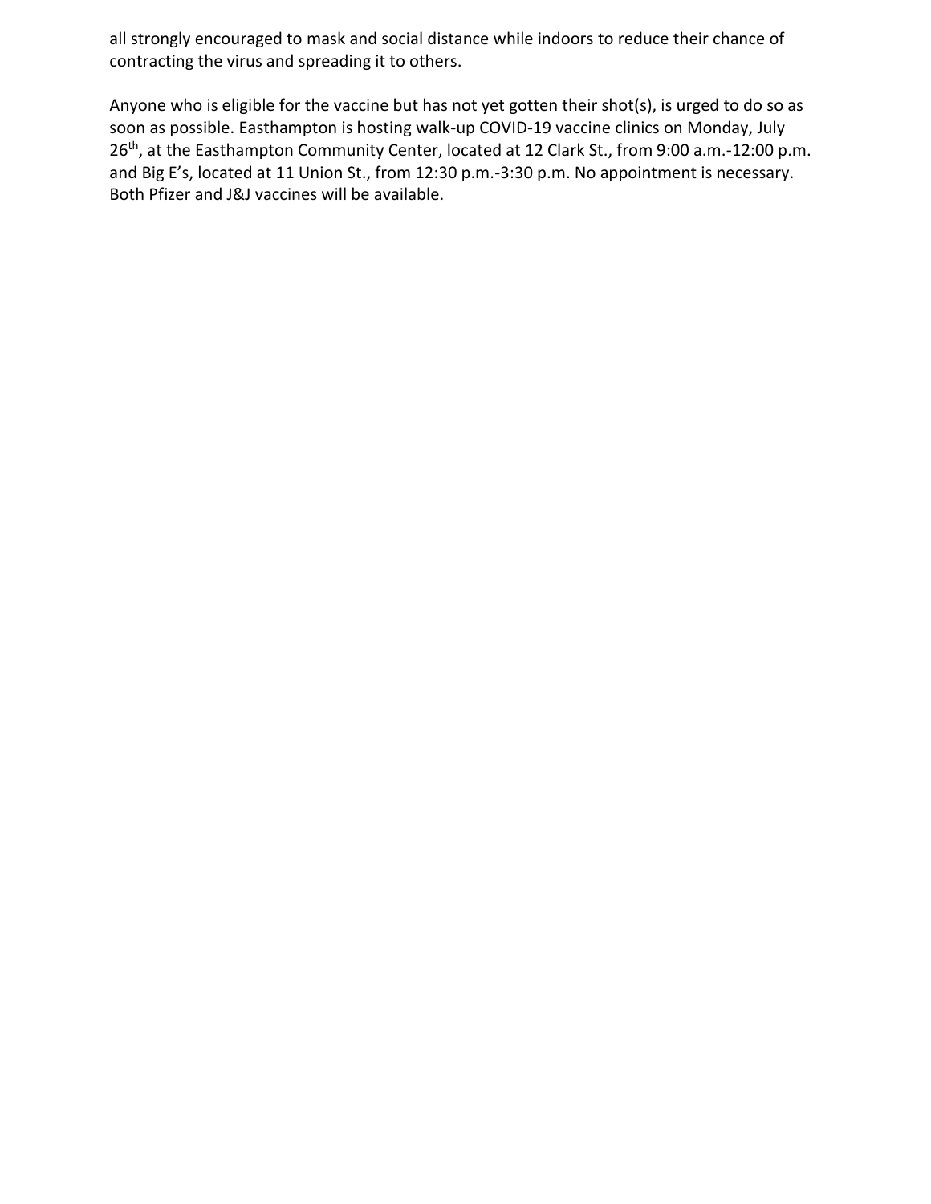all strongly encouraged to mask and social distance while indoors to reduce their chance of contracting the virus and spreading it to others.

Anyone who is eligible for the vaccine but has not yet gotten their shot(s), is urged to do so as soon as possible. Easthampton is hosting walk-up COVID-19 vaccine clinics on Monday, July 26th, at the Easthampton Community Center, located at 12 Clark St., from 9:00 a.m.-12:00 p.m. and Big E's, located at 11 Union St., from 12:30 p.m.-3:30 p.m. No appointment is necessary. Both Pfizer and J&J vaccines will be available.